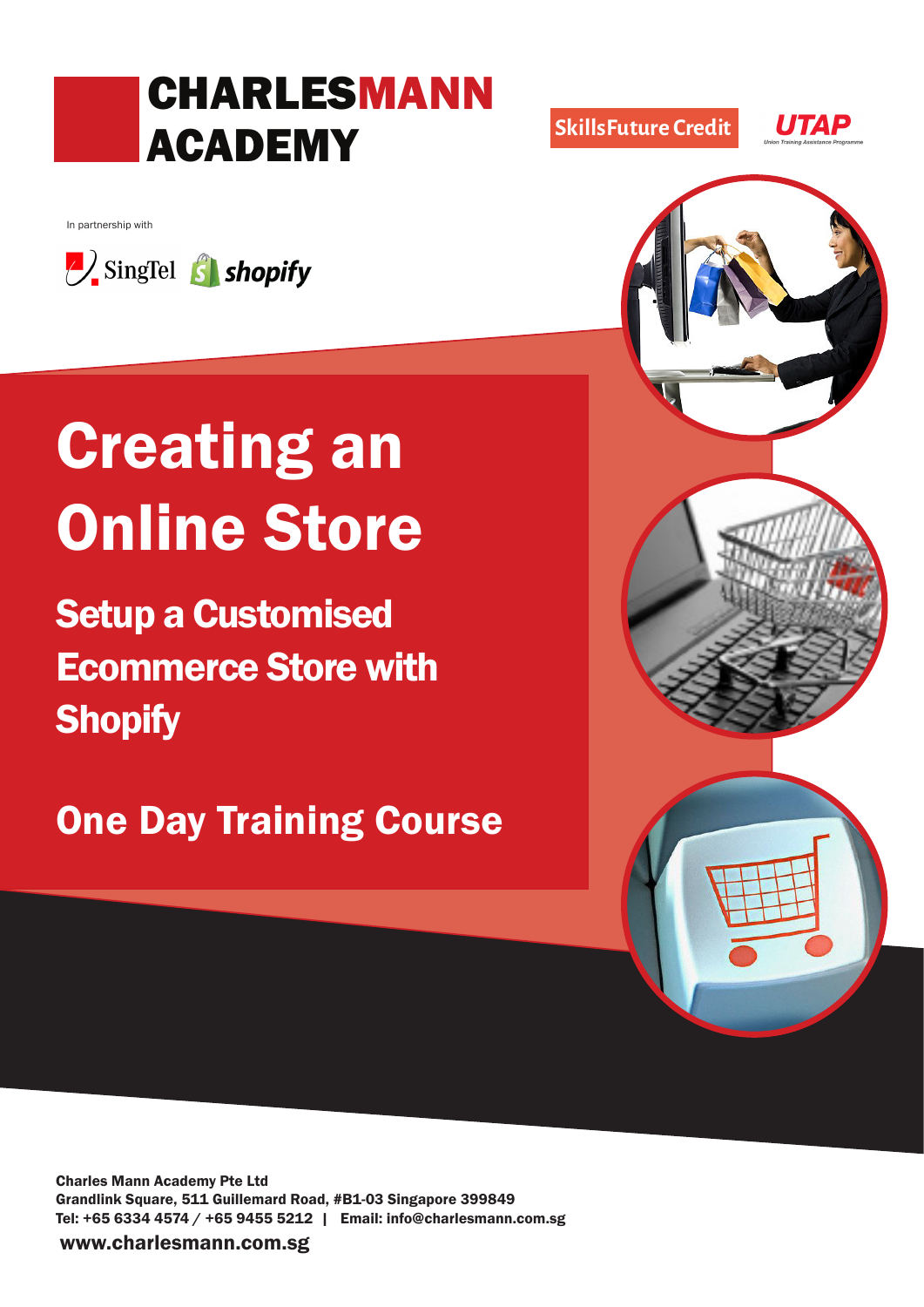# CHARLESMANN ACADEMY

SkillsFuture Credit

UTAP
Union Training Assistance Programme

In partnership with

SingTel shopify

# Creating an Online Store

## Setup a Customised Ecommerce Store with Shopify

## One Day Training Course

**Charles Mann Academy Pte Ltd**
**Grandlink Square, 511 Guillemard Road, #B1-03 Singapore 399849**
**Tel: +65 6334 4574 / +65 9455 5212 | Email: info@charlesmann.com.sg**

**www.charlesmann.com.sg**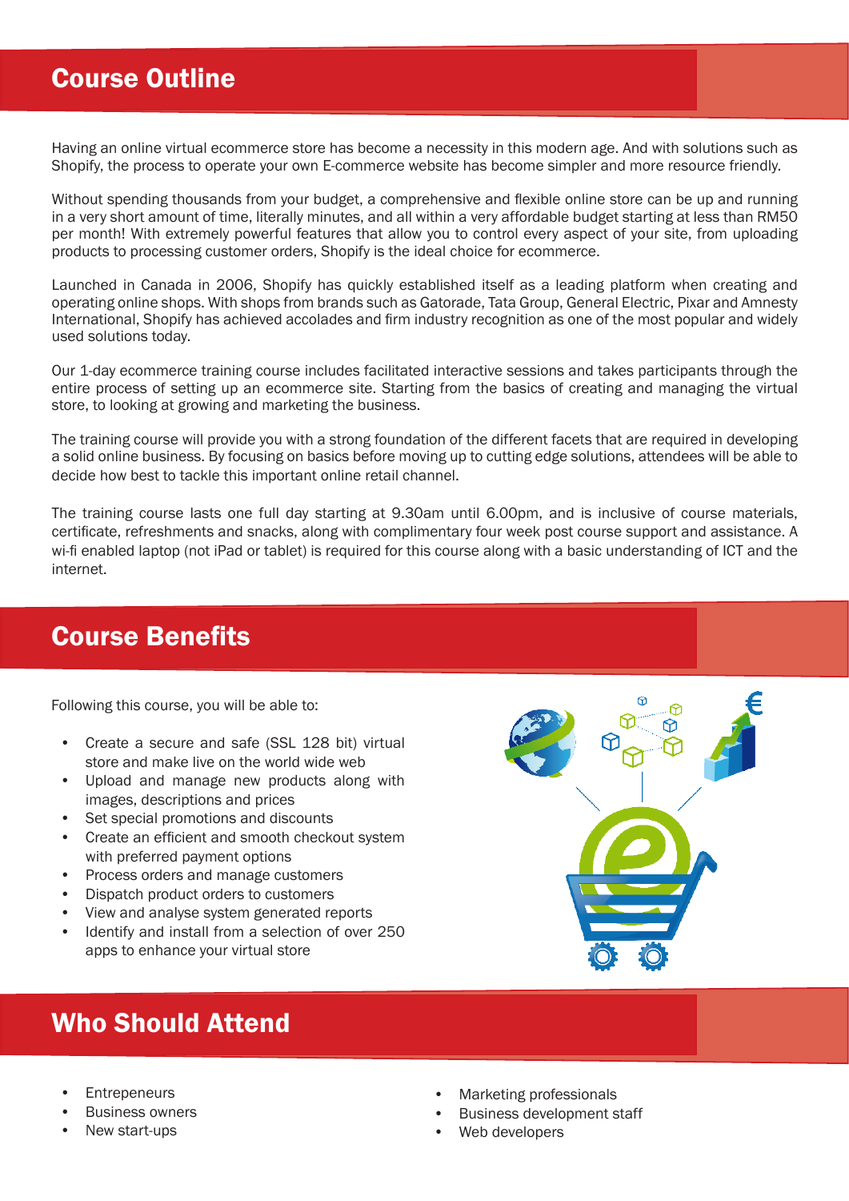## Course Outline

Having an online virtual ecommerce store has become a necessity in this modern age. And with solutions such as Shopify, the process to operate your own E-commerce website has become simpler and more resource friendly.

Without spending thousands from your budget, a comprehensive and flexible online store can be up and running in a very short amount of time, literally minutes, and all within a very affordable budget starting at less than RM50 per month! With extremely powerful features that allow you to control every aspect of your site, from uploading products to processing customer orders, Shopify is the ideal choice for ecommerce.

Launched in Canada in 2006, Shopify has quickly established itself as a leading platform when creating and operating online shops. With shops from brands such as Gatorade, Tata Group, General Electric, Pixar and Amnesty International, Shopify has achieved accolades and firm industry recognition as one of the most popular and widely used solutions today.

Our 1-day ecommerce training course includes facilitated interactive sessions and takes participants through the entire process of setting up an ecommerce site. Starting from the basics of creating and managing the virtual store, to looking at growing and marketing the business.

The training course will provide you with a strong foundation of the different facets that are required in developing a solid online business. By focusing on basics before moving up to cutting edge solutions, attendees will be able to decide how best to tackle this important online retail channel.

The training course lasts one full day starting at 9.30am until 6.00pm, and is inclusive of course materials, certificate, refreshments and snacks, along with complimentary four week post course support and assistance. A wi-fi enabled laptop (not iPad or tablet) is required for this course along with a basic understanding of ICT and the internet.

## Course Benefits

Following this course, you will be able to:

- Create a secure and safe (SSL 128 bit) virtual store and make live on the world wide web
- Upload and manage new products along with images, descriptions and prices
- Set special promotions and discounts
- Create an efficient and smooth checkout system with preferred payment options
- Process orders and manage customers
- Dispatch product orders to customers
- View and analyse system generated reports
- Identify and install from a selection of over 250 apps to enhance your virtual store

## Who Should Attend

- Entrepeneurs
- Business owners
- New start-ups
- Marketing professionals
- Business development staff
- Web developers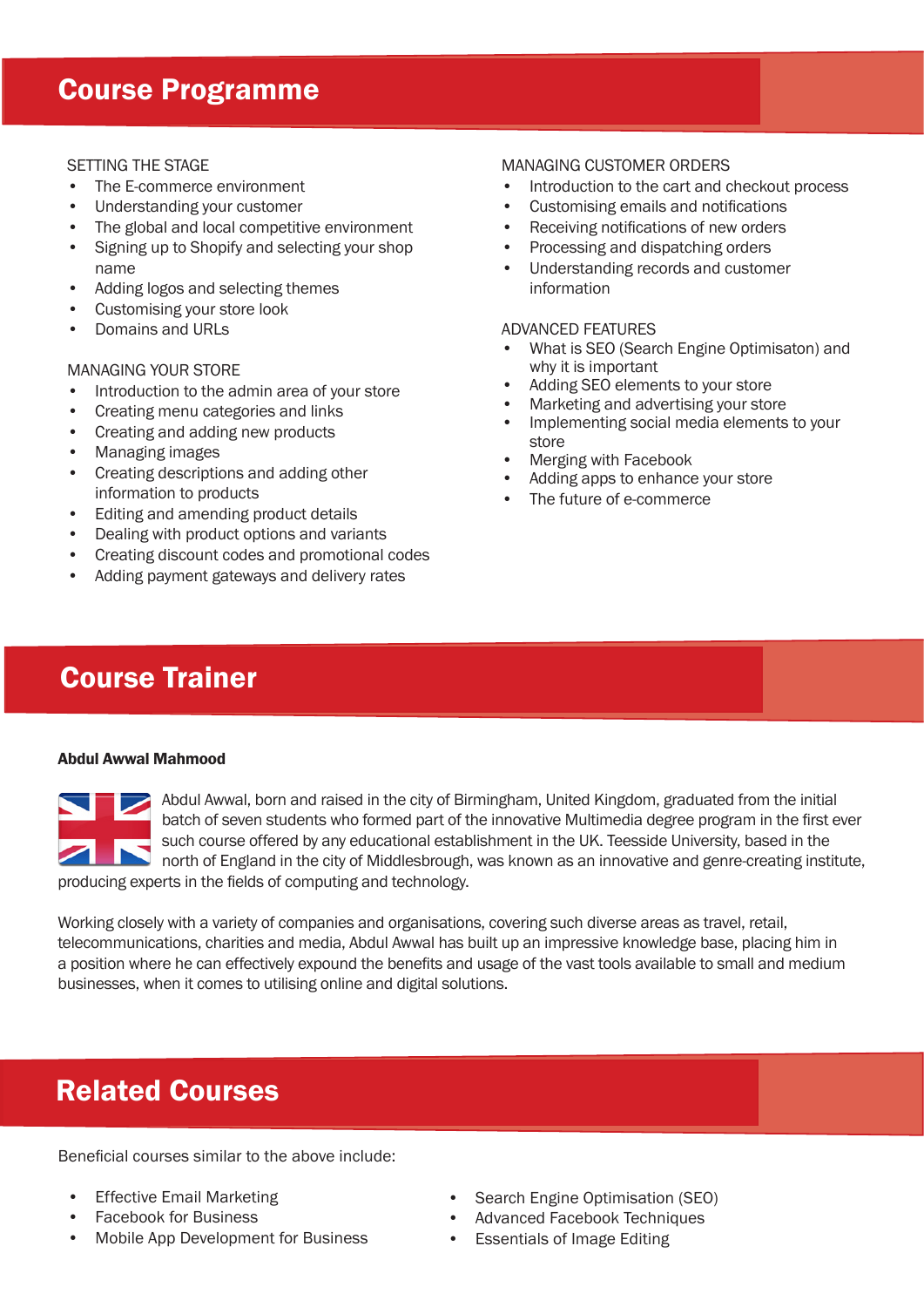# Course Programme

SETTING THE STAGE

- The E-commerce environment
- Understanding your customer
- The global and local competitive environment
- Signing up to Shopify and selecting your shop name
- Adding logos and selecting themes
- Customising your store look
- Domains and URLs

MANAGING YOUR STORE

- Introduction to the admin area of your store
- Creating menu categories and links
- Creating and adding new products
- Managing images
- Creating descriptions and adding other information to products
- Editing and amending product details
- Dealing with product options and variants
- Creating discount codes and promotional codes
- Adding payment gateways and delivery rates

MANAGING CUSTOMER ORDERS

- Introduction to the cart and checkout process
- Customising emails and notifications
- Receiving notifications of new orders
- Processing and dispatching orders
- Understanding records and customer information

ADVANCED FEATURES

- What is SEO (Search Engine Optimisaton) and why it is important
- Adding SEO elements to your store
- Marketing and advertising your store
- Implementing social media elements to your store
- Merging with Facebook
- Adding apps to enhance your store
- The future of e-commerce

# Course Trainer

**Abdul Awwal Mahmood**

Abdul Awwal, born and raised in the city of Birmingham, United Kingdom, graduated from the initial batch of seven students who formed part of the innovative Multimedia degree program in the first ever such course offered by any educational establishment in the UK. Teesside University, based in the north of England in the city of Middlesbrough, was known as an innovative and genre-creating institute, producing experts in the fields of computing and technology.

Working closely with a variety of companies and organisations, covering such diverse areas as travel, retail, telecommunications, charities and media, Abdul Awwal has built up an impressive knowledge base, placing him in a position where he can effectively expound the benefits and usage of the vast tools available to small and medium businesses, when it comes to utilising online and digital solutions.

# Related Courses

Beneficial courses similar to the above include:

- Effective Email Marketing
- Facebook for Business
- Mobile App Development for Business
- Search Engine Optimisation (SEO)
- Advanced Facebook Techniques
- Essentials of Image Editing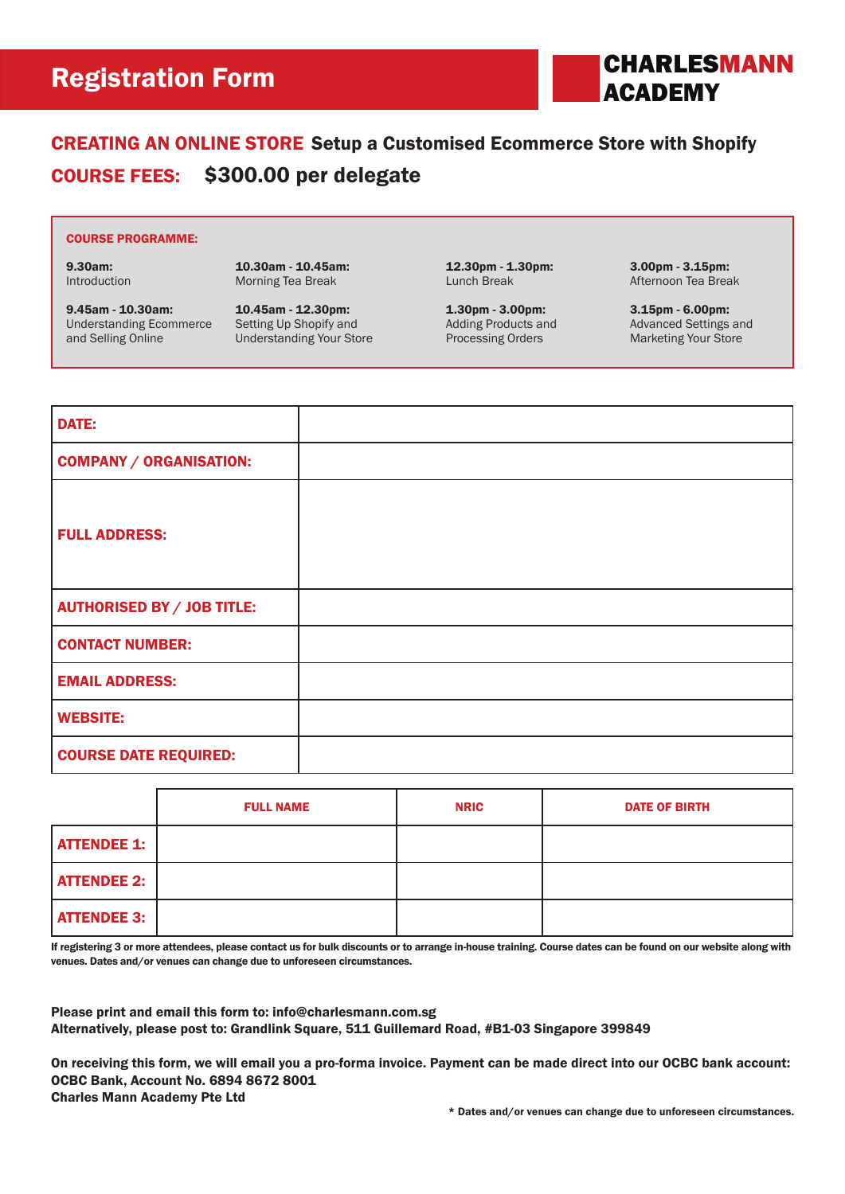# Registration Form

**CHARLESMANN ACADEMY**

## CREATING AN ONLINE STORE Setup a Customised Ecommerce Store with Shopify

## COURSE FEES: $300.00 per delegate

**COURSE PROGRAMME:**

**9.30am:**
Introduction

**9.45am - 10.30am:**
Understanding Ecommerce and Selling Online

**10.30am - 10.45am:**
Morning Tea Break

**10.45am - 12.30pm:**
Setting Up Shopify and Understanding Your Store

**12.30pm - 1.30pm:**
Lunch Break

**1.30pm - 3.00pm:**
Adding Products and Processing Orders

**3.00pm - 3.15pm:**
Afternoon Tea Break

**3.15pm - 6.00pm:**
Advanced Settings and Marketing Your Store

| | |
|---|---|
| **DATE:** | |
| **COMPANY / ORGANISATION:** | |
| **FULL ADDRESS:** | |
| **AUTHORISED BY / JOB TITLE:** | |
| **CONTACT NUMBER:** | |
| **EMAIL ADDRESS:** | |
| **WEBSITE:** | |
| **COURSE DATE REQUIRED:** | |

| | FULL NAME | NRIC | DATE OF BIRTH |
|---|---|---|---|
| **ATTENDEE 1:** | | | |
| **ATTENDEE 2:** | | | |
| **ATTENDEE 3:** | | | |

**If registering 3 or more attendees, please contact us for bulk discounts or to arrange in-house training. Course dates can be found on our website along with venues. Dates and/or venues can change due to unforeseen circumstances.**

**Please print and email this form to: info@charlesmann.com.sg**
**Alternatively, please post to: Grandlink Square, 511 Guillemard Road, #B1-03 Singapore 399849**

**On receiving this form, we will email you a pro-forma invoice. Payment can be made direct into our OCBC bank account:**
**OCBC Bank, Account No. 6894 8672 8001**
**Charles Mann Academy Pte Ltd**

**\* Dates and/or venues can change due to unforeseen circumstances.**